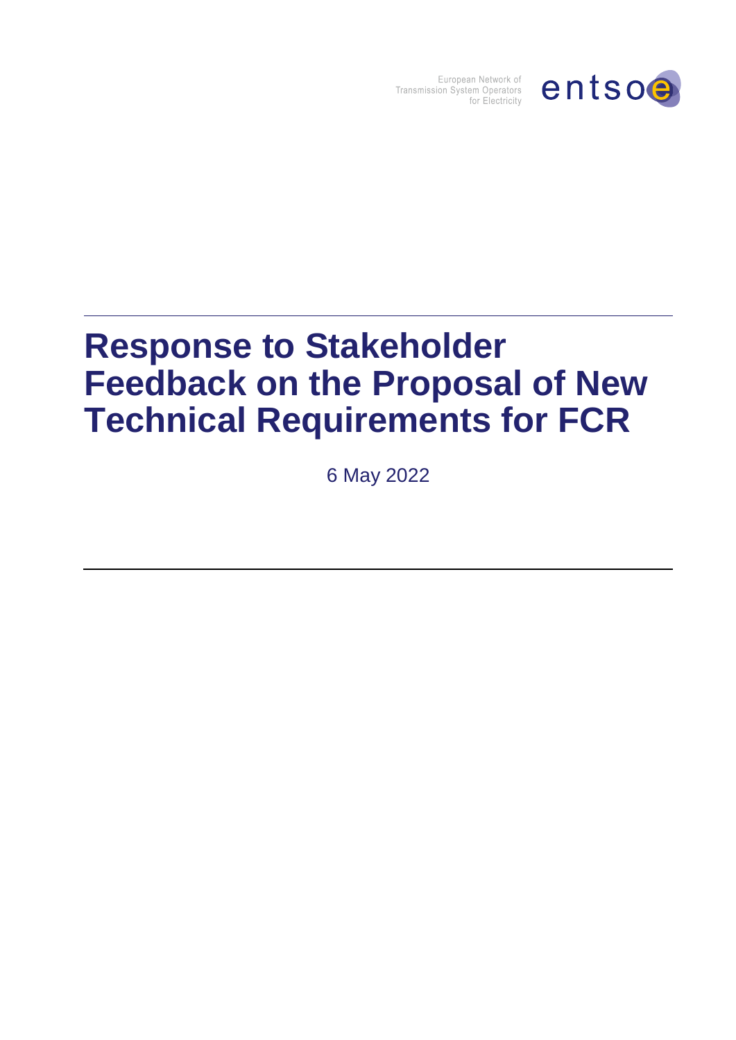European Network of Transmission System Operators for Electricity

entsoe

# Response to Stakeholder Feedback on the Proposal of New Technical Requirements for FCR

6 May 2022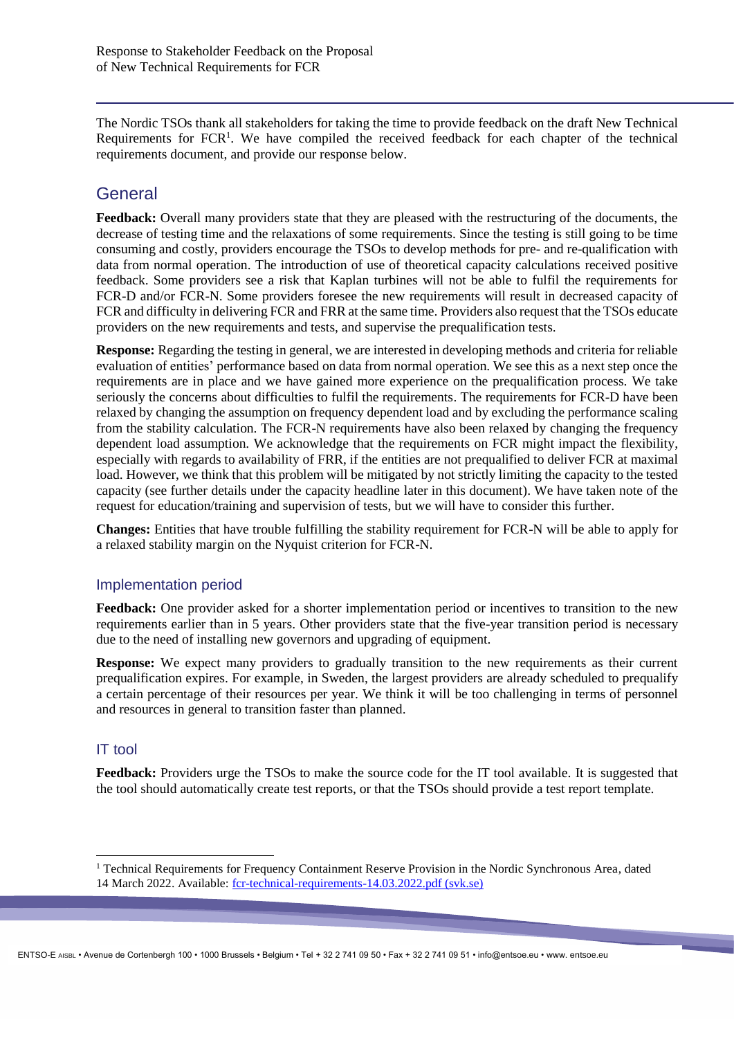The Nordic TSOs thank all stakeholders for taking the time to provide feedback on the draft New Technical Requirements for FCR[1]. We have compiled the received feedback for each chapter of the technical requirements document, and provide our response below.

## General

**Feedback:** Overall many providers state that they are pleased with the restructuring of the documents, the decrease of testing time and the relaxations of some requirements. Since the testing is still going to be time consuming and costly, providers encourage the TSOs to develop methods for pre- and re-qualification with data from normal operation. The introduction of use of theoretical capacity calculations received positive feedback. Some providers see a risk that Kaplan turbines will not be able to fulfil the requirements for FCR-D and/or FCR-N. Some providers foresee the new requirements will result in decreased capacity of FCR and difficulty in delivering FCR and FRR at the same time. Providers also request that the TSOs educate providers on the new requirements and tests, and supervise the prequalification tests.

**Response:** Regarding the testing in general, we are interested in developing methods and criteria for reliable evaluation of entities' performance based on data from normal operation. We see this as a next step once the requirements are in place and we have gained more experience on the prequalification process. We take seriously the concerns about difficulties to fulfil the requirements. The requirements for FCR-D have been relaxed by changing the assumption on frequency dependent load and by excluding the performance scaling from the stability calculation. The FCR-N requirements have also been relaxed by changing the frequency dependent load assumption. We acknowledge that the requirements on FCR might impact the flexibility, especially with regards to availability of FRR, if the entities are not prequalified to deliver FCR at maximal load. However, we think that this problem will be mitigated by not strictly limiting the capacity to the tested capacity (see further details under the capacity headline later in this document). We have taken note of the request for education/training and supervision of tests, but we will have to consider this further.

**Changes:** Entities that have trouble fulfilling the stability requirement for FCR-N will be able to apply for a relaxed stability margin on the Nyquist criterion for FCR-N.

### Implementation period

**Feedback:** One provider asked for a shorter implementation period or incentives to transition to the new requirements earlier than in 5 years. Other providers state that the five-year transition period is necessary due to the need of installing new governors and upgrading of equipment.

**Response:** We expect many providers to gradually transition to the new requirements as their current prequalification expires. For example, in Sweden, the largest providers are already scheduled to prequalify a certain percentage of their resources per year. We think it will be too challenging in terms of personnel and resources in general to transition faster than planned.

### IT tool

**Feedback:** Providers urge the TSOs to make the source code for the IT tool available. It is suggested that the tool should automatically create test reports, or that the TSOs should provide a test report template.

---

[1] Technical Requirements for Frequency Containment Reserve Provision in the Nordic Synchronous Area, dated 14 March 2022. Available: [fcr-technical-requirements-14.03.2022.pdf (svk.se)](fcr-technical-requirements-14.03.2022.pdf (svk.se))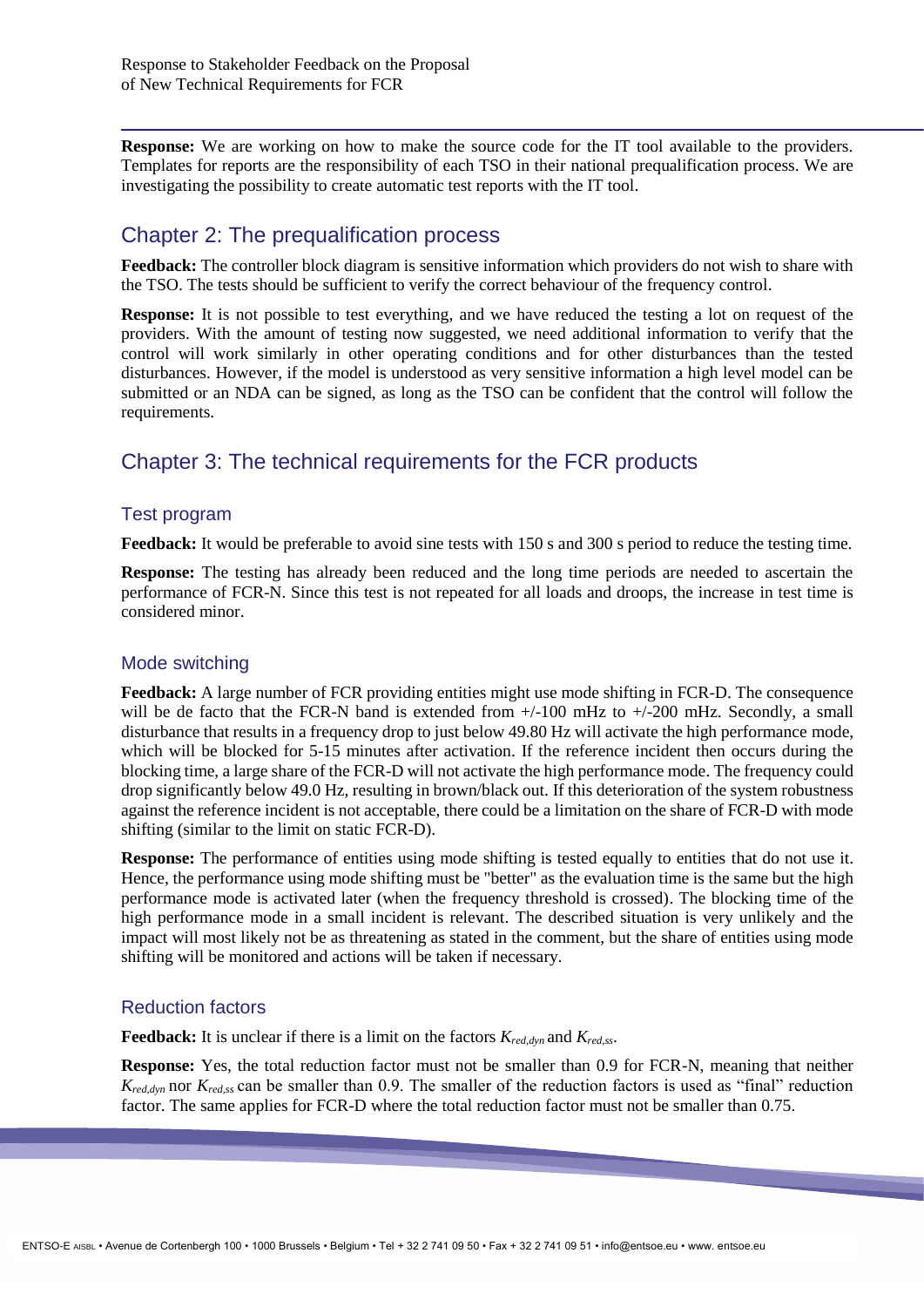**Response:** We are working on how to make the source code for the IT tool available to the providers. Templates for reports are the responsibility of each TSO in their national prequalification process. We are investigating the possibility to create automatic test reports with the IT tool.

## Chapter 2: The prequalification process

**Feedback:** The controller block diagram is sensitive information which providers do not wish to share with the TSO. The tests should be sufficient to verify the correct behaviour of the frequency control.

**Response:** It is not possible to test everything, and we have reduced the testing a lot on request of the providers. With the amount of testing now suggested, we need additional information to verify that the control will work similarly in other operating conditions and for other disturbances than the tested disturbances. However, if the model is understood as very sensitive information a high level model can be submitted or an NDA can be signed, as long as the TSO can be confident that the control will follow the requirements.

## Chapter 3: The technical requirements for the FCR products

### Test program

**Feedback:** It would be preferable to avoid sine tests with 150 s and 300 s period to reduce the testing time.

**Response:** The testing has already been reduced and the long time periods are needed to ascertain the performance of FCR-N. Since this test is not repeated for all loads and droops, the increase in test time is considered minor.

### Mode switching

**Feedback:** A large number of FCR providing entities might use mode shifting in FCR-D. The consequence will be de facto that the FCR-N band is extended from +/-100 mHz to +/-200 mHz. Secondly, a small disturbance that results in a frequency drop to just below 49.80 Hz will activate the high performance mode, which will be blocked for 5-15 minutes after activation. If the reference incident then occurs during the blocking time, a large share of the FCR-D will not activate the high performance mode. The frequency could drop significantly below 49.0 Hz, resulting in brown/black out. If this deterioration of the system robustness against the reference incident is not acceptable, there could be a limitation on the share of FCR-D with mode shifting (similar to the limit on static FCR-D).

**Response:** The performance of entities using mode shifting is tested equally to entities that do not use it. Hence, the performance using mode shifting must be "better" as the evaluation time is the same but the high performance mode is activated later (when the frequency threshold is crossed). The blocking time of the high performance mode in a small incident is relevant. The described situation is very unlikely and the impact will most likely not be as threatening as stated in the comment, but the share of entities using mode shifting will be monitored and actions will be taken if necessary.

### Reduction factors

**Feedback:** It is unclear if there is a limit on the factors $K_{red,dyn}$ and $K_{red,ss}$.

**Response:** Yes, the total reduction factor must not be smaller than 0.9 for FCR-N, meaning that neither $K_{red,dyn}$ nor $K_{red,ss}$ can be smaller than 0.9. The smaller of the reduction factors is used as "final" reduction factor. The same applies for FCR-D where the total reduction factor must not be smaller than 0.75.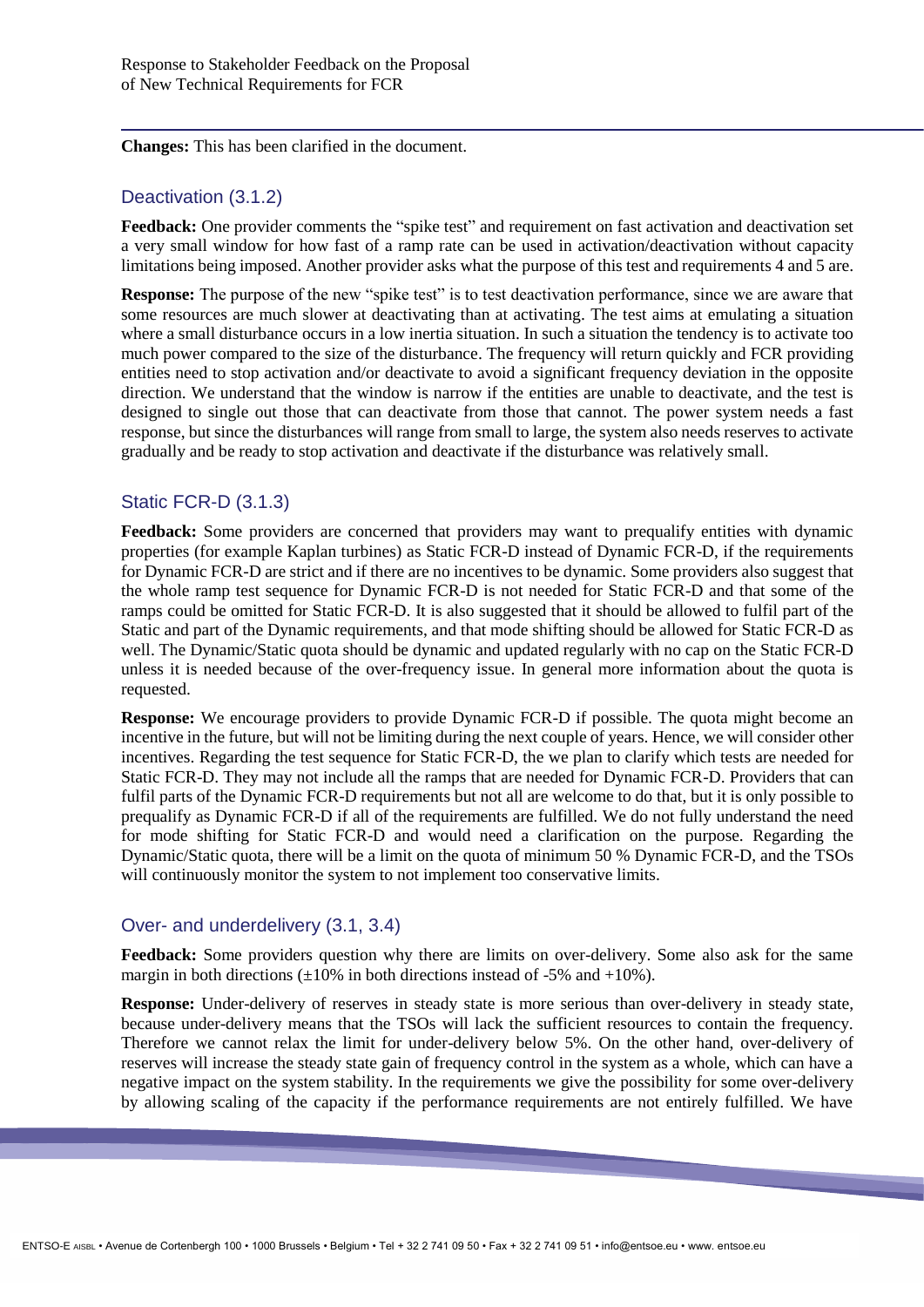**Changes:** This has been clarified in the document.

## Deactivation (3.1.2)

**Feedback:** One provider comments the "spike test" and requirement on fast activation and deactivation set a very small window for how fast of a ramp rate can be used in activation/deactivation without capacity limitations being imposed. Another provider asks what the purpose of this test and requirements 4 and 5 are.

**Response:** The purpose of the new "spike test" is to test deactivation performance, since we are aware that some resources are much slower at deactivating than at activating. The test aims at emulating a situation where a small disturbance occurs in a low inertia situation. In such a situation the tendency is to activate too much power compared to the size of the disturbance. The frequency will return quickly and FCR providing entities need to stop activation and/or deactivate to avoid a significant frequency deviation in the opposite direction. We understand that the window is narrow if the entities are unable to deactivate, and the test is designed to single out those that can deactivate from those that cannot. The power system needs a fast response, but since the disturbances will range from small to large, the system also needs reserves to activate gradually and be ready to stop activation and deactivate if the disturbance was relatively small.

## Static FCR-D (3.1.3)

**Feedback:** Some providers are concerned that providers may want to prequalify entities with dynamic properties (for example Kaplan turbines) as Static FCR-D instead of Dynamic FCR-D, if the requirements for Dynamic FCR-D are strict and if there are no incentives to be dynamic. Some providers also suggest that the whole ramp test sequence for Dynamic FCR-D is not needed for Static FCR-D and that some of the ramps could be omitted for Static FCR-D. It is also suggested that it should be allowed to fulfil part of the Static and part of the Dynamic requirements, and that mode shifting should be allowed for Static FCR-D as well. The Dynamic/Static quota should be dynamic and updated regularly with no cap on the Static FCR-D unless it is needed because of the over-frequency issue. In general more information about the quota is requested.

**Response:** We encourage providers to provide Dynamic FCR-D if possible. The quota might become an incentive in the future, but will not be limiting during the next couple of years. Hence, we will consider other incentives. Regarding the test sequence for Static FCR-D, the we plan to clarify which tests are needed for Static FCR-D. They may not include all the ramps that are needed for Dynamic FCR-D. Providers that can fulfil parts of the Dynamic FCR-D requirements but not all are welcome to do that, but it is only possible to prequalify as Dynamic FCR-D if all of the requirements are fulfilled. We do not fully understand the need for mode shifting for Static FCR-D and would need a clarification on the purpose. Regarding the Dynamic/Static quota, there will be a limit on the quota of minimum 50 % Dynamic FCR-D, and the TSOs will continuously monitor the system to not implement too conservative limits.

## Over- and underdelivery (3.1, 3.4)

**Feedback:** Some providers question why there are limits on over-delivery. Some also ask for the same margin in both directions (±10% in both directions instead of -5% and +10%).

**Response:** Under-delivery of reserves in steady state is more serious than over-delivery in steady state, because under-delivery means that the TSOs will lack the sufficient resources to contain the frequency. Therefore we cannot relax the limit for under-delivery below 5%. On the other hand, over-delivery of reserves will increase the steady state gain of frequency control in the system as a whole, which can have a negative impact on the system stability. In the requirements we give the possibility for some over-delivery by allowing scaling of the capacity if the performance requirements are not entirely fulfilled. We have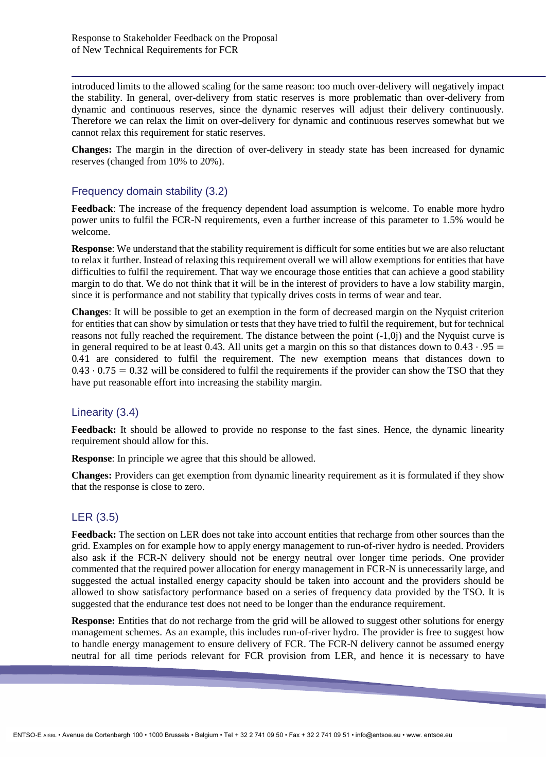introduced limits to the allowed scaling for the same reason: too much over-delivery will negatively impact the stability. In general, over-delivery from static reserves is more problematic than over-delivery from dynamic and continuous reserves, since the dynamic reserves will adjust their delivery continuously. Therefore we can relax the limit on over-delivery for dynamic and continuous reserves somewhat but we cannot relax this requirement for static reserves.

**Changes:** The margin in the direction of over-delivery in steady state has been increased for dynamic reserves (changed from 10% to 20%).

## Frequency domain stability (3.2)

**Feedback**: The increase of the frequency dependent load assumption is welcome. To enable more hydro power units to fulfil the FCR-N requirements, even a further increase of this parameter to 1.5% would be welcome.

**Response**: We understand that the stability requirement is difficult for some entities but we are also reluctant to relax it further. Instead of relaxing this requirement overall we will allow exemptions for entities that have difficulties to fulfil the requirement. That way we encourage those entities that can achieve a good stability margin to do that. We do not think that it will be in the interest of providers to have a low stability margin, since it is performance and not stability that typically drives costs in terms of wear and tear.

**Changes**: It will be possible to get an exemption in the form of decreased margin on the Nyquist criterion for entities that can show by simulation or tests that they have tried to fulfil the requirement, but for technical reasons not fully reached the requirement. The distance between the point (-1,0j) and the Nyquist curve is in general required to be at least 0.43. All units get a margin on this so that distances down to $0.43 \cdot .95 = 0.41$ are considered to fulfil the requirement. The new exemption means that distances down to $0.43 \cdot 0.75 = 0.32$ will be considered to fulfil the requirements if the provider can show the TSO that they have put reasonable effort into increasing the stability margin.

## Linearity (3.4)

**Feedback:** It should be allowed to provide no response to the fast sines. Hence, the dynamic linearity requirement should allow for this.

**Response**: In principle we agree that this should be allowed.

**Changes:** Providers can get exemption from dynamic linearity requirement as it is formulated if they show that the response is close to zero.

## LER (3.5)

**Feedback:** The section on LER does not take into account entities that recharge from other sources than the grid. Examples on for example how to apply energy management to run-of-river hydro is needed. Providers also ask if the FCR-N delivery should not be energy neutral over longer time periods. One provider commented that the required power allocation for energy management in FCR-N is unnecessarily large, and suggested the actual installed energy capacity should be taken into account and the providers should be allowed to show satisfactory performance based on a series of frequency data provided by the TSO. It is suggested that the endurance test does not need to be longer than the endurance requirement.

**Response:** Entities that do not recharge from the grid will be allowed to suggest other solutions for energy management schemes. As an example, this includes run-of-river hydro. The provider is free to suggest how to handle energy management to ensure delivery of FCR. The FCR-N delivery cannot be assumed energy neutral for all time periods relevant for FCR provision from LER, and hence it is necessary to have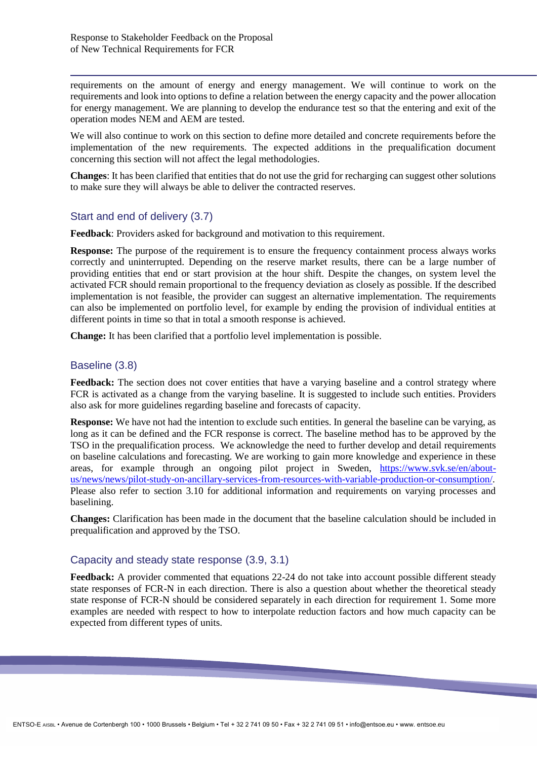requirements on the amount of energy and energy management. We will continue to work on the requirements and look into options to define a relation between the energy capacity and the power allocation for energy management. We are planning to develop the endurance test so that the entering and exit of the operation modes NEM and AEM are tested.

We will also continue to work on this section to define more detailed and concrete requirements before the implementation of the new requirements. The expected additions in the prequalification document concerning this section will not affect the legal methodologies.

**Changes**: It has been clarified that entities that do not use the grid for recharging can suggest other solutions to make sure they will always be able to deliver the contracted reserves.

## Start and end of delivery (3.7)

**Feedback**: Providers asked for background and motivation to this requirement.

**Response:** The purpose of the requirement is to ensure the frequency containment process always works correctly and uninterrupted. Depending on the reserve market results, there can be a large number of providing entities that end or start provision at the hour shift. Despite the changes, on system level the activated FCR should remain proportional to the frequency deviation as closely as possible. If the described implementation is not feasible, the provider can suggest an alternative implementation. The requirements can also be implemented on portfolio level, for example by ending the provision of individual entities at different points in time so that in total a smooth response is achieved.

**Change:** It has been clarified that a portfolio level implementation is possible.

## Baseline (3.8)

**Feedback:** The section does not cover entities that have a varying baseline and a control strategy where FCR is activated as a change from the varying baseline. It is suggested to include such entities. Providers also ask for more guidelines regarding baseline and forecasts of capacity.

**Response:** We have not had the intention to exclude such entities. In general the baseline can be varying, as long as it can be defined and the FCR response is correct. The baseline method has to be approved by the TSO in the prequalification process. We acknowledge the need to further develop and detail requirements on baseline calculations and forecasting. We are working to gain more knowledge and experience in these areas, for example through an ongoing pilot project in Sweden, https://www.svk.se/en/about-us/news/news/pilot-study-on-ancillary-services-from-resources-with-variable-production-or-consumption/. Please also refer to section 3.10 for additional information and requirements on varying processes and baselining.

**Changes:** Clarification has been made in the document that the baseline calculation should be included in prequalification and approved by the TSO.

## Capacity and steady state response (3.9, 3.1)

**Feedback:** A provider commented that equations 22-24 do not take into account possible different steady state responses of FCR-N in each direction. There is also a question about whether the theoretical steady state response of FCR-N should be considered separately in each direction for requirement 1. Some more examples are needed with respect to how to interpolate reduction factors and how much capacity can be expected from different types of units.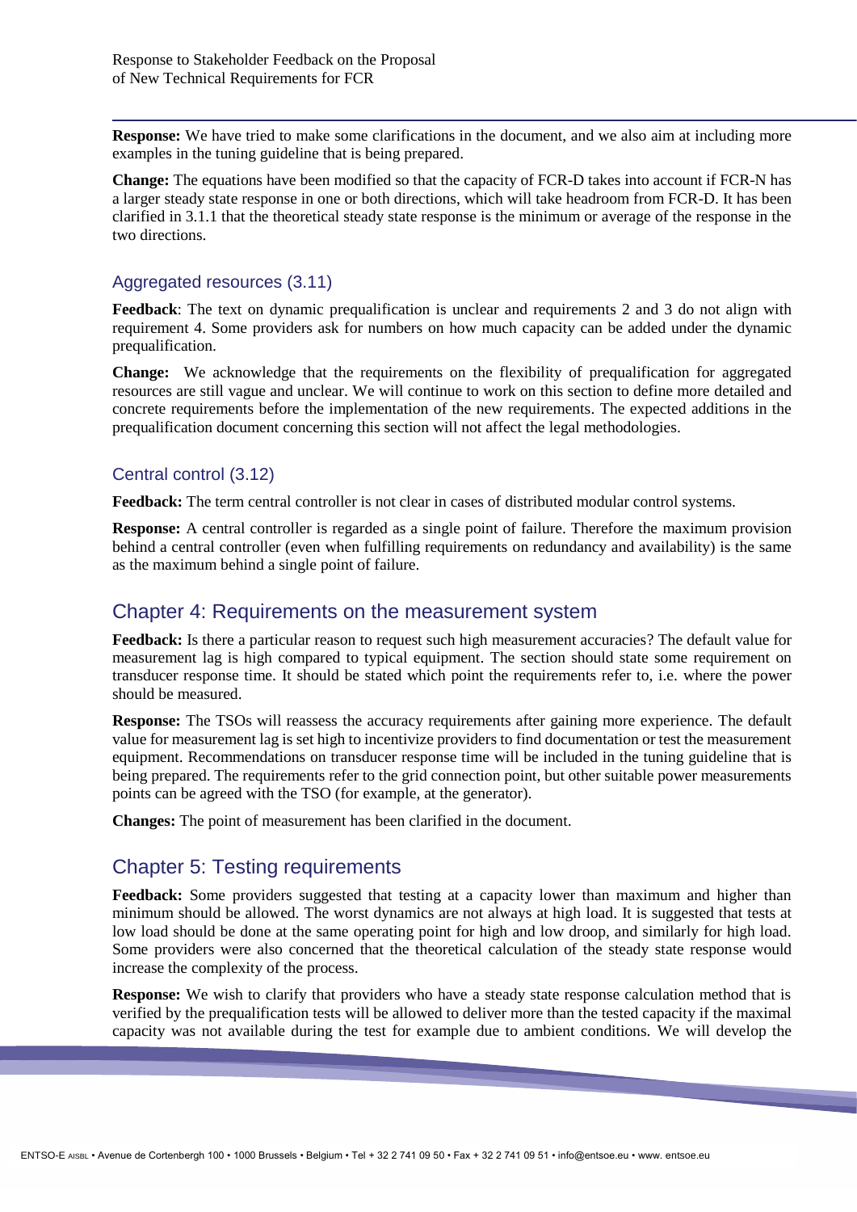**Response:** We have tried to make some clarifications in the document, and we also aim at including more examples in the tuning guideline that is being prepared.

**Change:** The equations have been modified so that the capacity of FCR-D takes into account if FCR-N has a larger steady state response in one or both directions, which will take headroom from FCR-D. It has been clarified in 3.1.1 that the theoretical steady state response is the minimum or average of the response in the two directions.

### Aggregated resources (3.11)

**Feedback**: The text on dynamic prequalification is unclear and requirements 2 and 3 do not align with requirement 4. Some providers ask for numbers on how much capacity can be added under the dynamic prequalification.

**Change:** We acknowledge that the requirements on the flexibility of prequalification for aggregated resources are still vague and unclear. We will continue to work on this section to define more detailed and concrete requirements before the implementation of the new requirements. The expected additions in the prequalification document concerning this section will not affect the legal methodologies.

### Central control (3.12)

**Feedback:** The term central controller is not clear in cases of distributed modular control systems.

**Response:** A central controller is regarded as a single point of failure. Therefore the maximum provision behind a central controller (even when fulfilling requirements on redundancy and availability) is the same as the maximum behind a single point of failure.

## Chapter 4: Requirements on the measurement system

**Feedback:** Is there a particular reason to request such high measurement accuracies? The default value for measurement lag is high compared to typical equipment. The section should state some requirement on transducer response time. It should be stated which point the requirements refer to, i.e. where the power should be measured.

**Response:** The TSOs will reassess the accuracy requirements after gaining more experience. The default value for measurement lag is set high to incentivize providers to find documentation or test the measurement equipment. Recommendations on transducer response time will be included in the tuning guideline that is being prepared. The requirements refer to the grid connection point, but other suitable power measurements points can be agreed with the TSO (for example, at the generator).

**Changes:** The point of measurement has been clarified in the document.

## Chapter 5: Testing requirements

**Feedback:** Some providers suggested that testing at a capacity lower than maximum and higher than minimum should be allowed. The worst dynamics are not always at high load. It is suggested that tests at low load should be done at the same operating point for high and low droop, and similarly for high load. Some providers were also concerned that the theoretical calculation of the steady state response would increase the complexity of the process.

**Response:** We wish to clarify that providers who have a steady state response calculation method that is verified by the prequalification tests will be allowed to deliver more than the tested capacity if the maximal capacity was not available during the test for example due to ambient conditions. We will develop the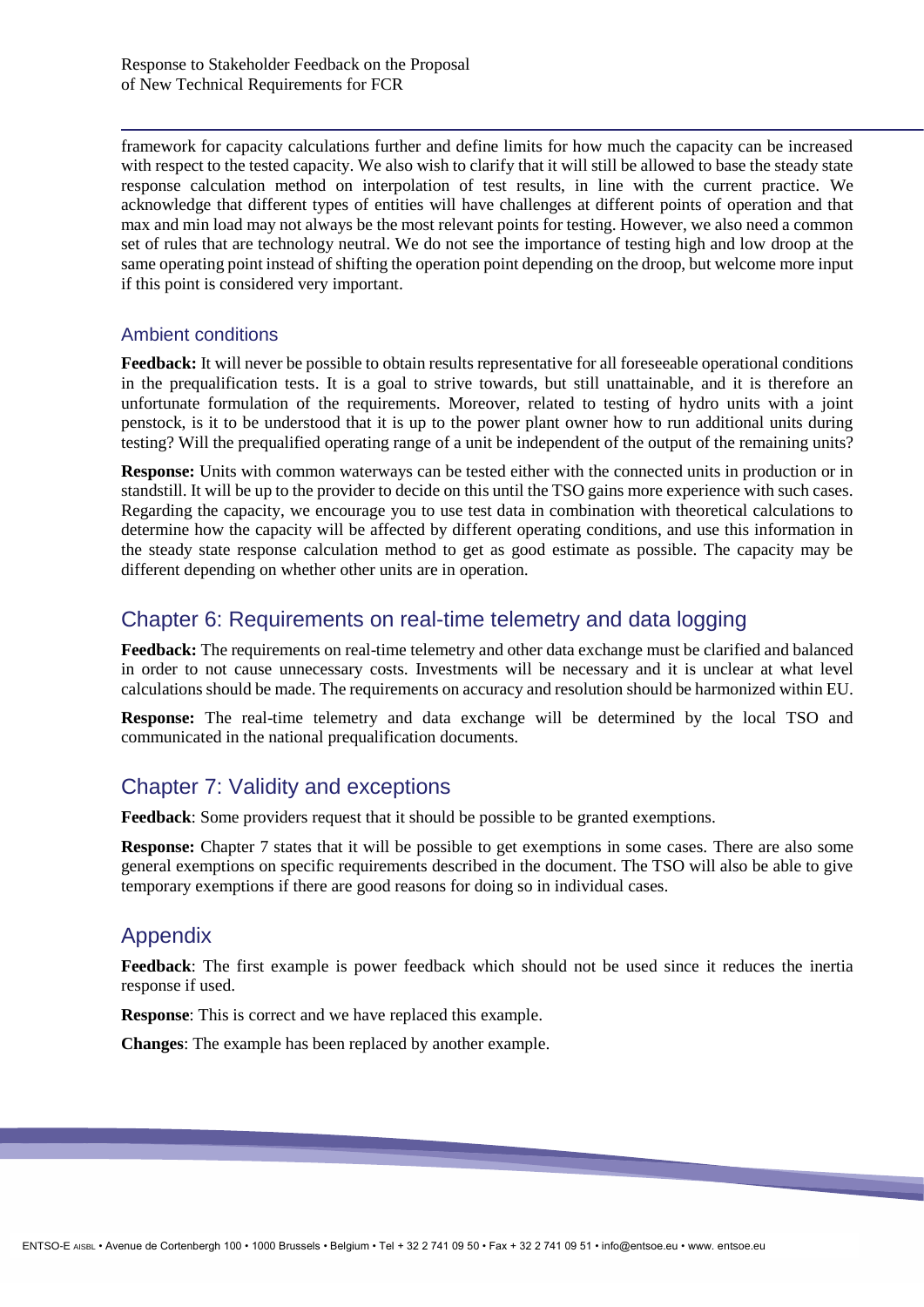framework for capacity calculations further and define limits for how much the capacity can be increased with respect to the tested capacity. We also wish to clarify that it will still be allowed to base the steady state response calculation method on interpolation of test results, in line with the current practice. We acknowledge that different types of entities will have challenges at different points of operation and that max and min load may not always be the most relevant points for testing. However, we also need a common set of rules that are technology neutral. We do not see the importance of testing high and low droop at the same operating point instead of shifting the operation point depending on the droop, but welcome more input if this point is considered very important.

### Ambient conditions

**Feedback:** It will never be possible to obtain results representative for all foreseeable operational conditions in the prequalification tests. It is a goal to strive towards, but still unattainable, and it is therefore an unfortunate formulation of the requirements. Moreover, related to testing of hydro units with a joint penstock, is it to be understood that it is up to the power plant owner how to run additional units during testing? Will the prequalified operating range of a unit be independent of the output of the remaining units?

**Response:** Units with common waterways can be tested either with the connected units in production or in standstill. It will be up to the provider to decide on this until the TSO gains more experience with such cases. Regarding the capacity, we encourage you to use test data in combination with theoretical calculations to determine how the capacity will be affected by different operating conditions, and use this information in the steady state response calculation method to get as good estimate as possible. The capacity may be different depending on whether other units are in operation.

## Chapter 6: Requirements on real-time telemetry and data logging

**Feedback:** The requirements on real-time telemetry and other data exchange must be clarified and balanced in order to not cause unnecessary costs. Investments will be necessary and it is unclear at what level calculations should be made. The requirements on accuracy and resolution should be harmonized within EU.

**Response:** The real-time telemetry and data exchange will be determined by the local TSO and communicated in the national prequalification documents.

## Chapter 7: Validity and exceptions

**Feedback**: Some providers request that it should be possible to be granted exemptions.

**Response:** Chapter 7 states that it will be possible to get exemptions in some cases. There are also some general exemptions on specific requirements described in the document. The TSO will also be able to give temporary exemptions if there are good reasons for doing so in individual cases.

## Appendix

**Feedback**: The first example is power feedback which should not be used since it reduces the inertia response if used.

**Response**: This is correct and we have replaced this example.

**Changes**: The example has been replaced by another example.